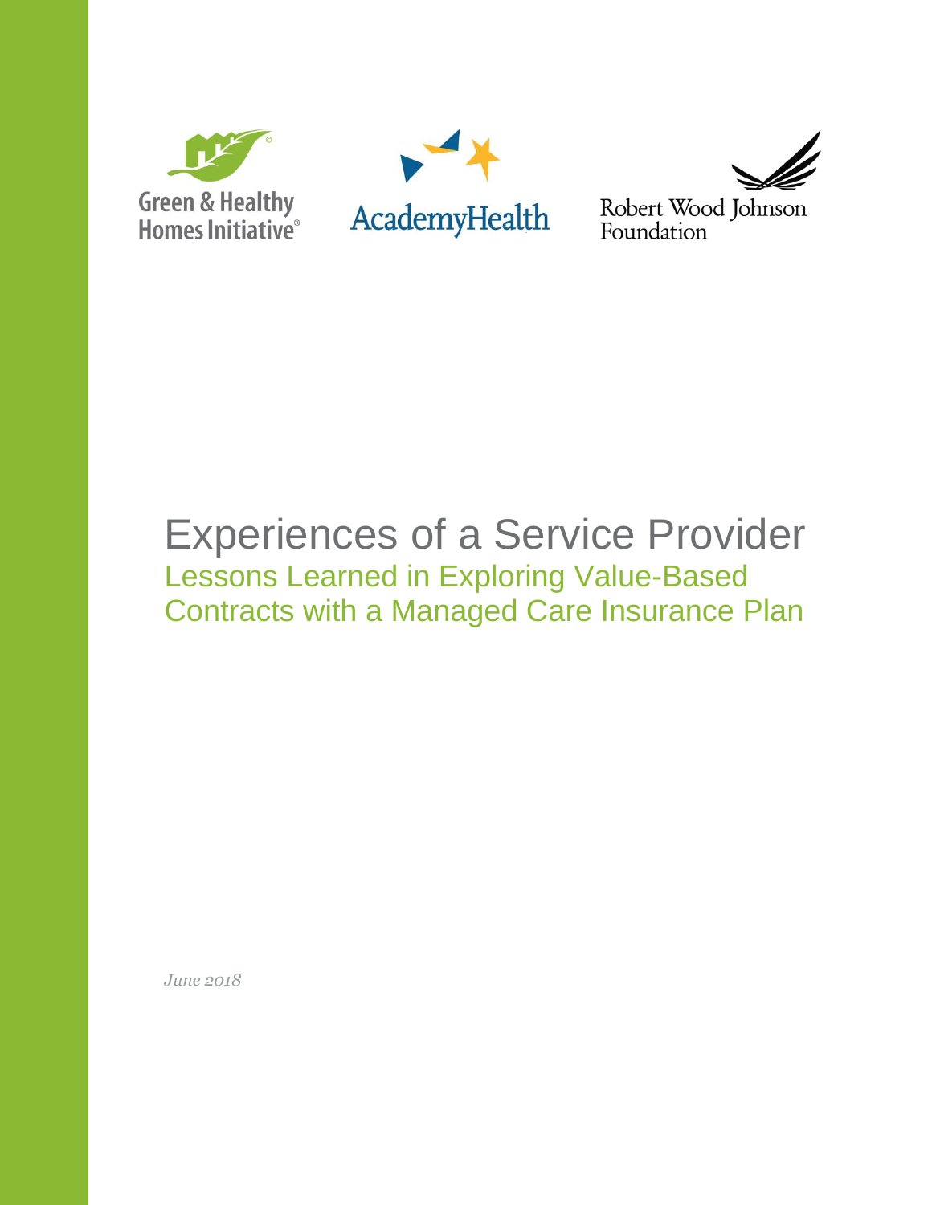Green & Healthy Homes Initiative®

AcademyHealth

Robert Wood Johnson Foundation

# Experiences of a Service Provider

## Lessons Learned in Exploring Value-Based Contracts with a Managed Care Insurance Plan

*June 2018*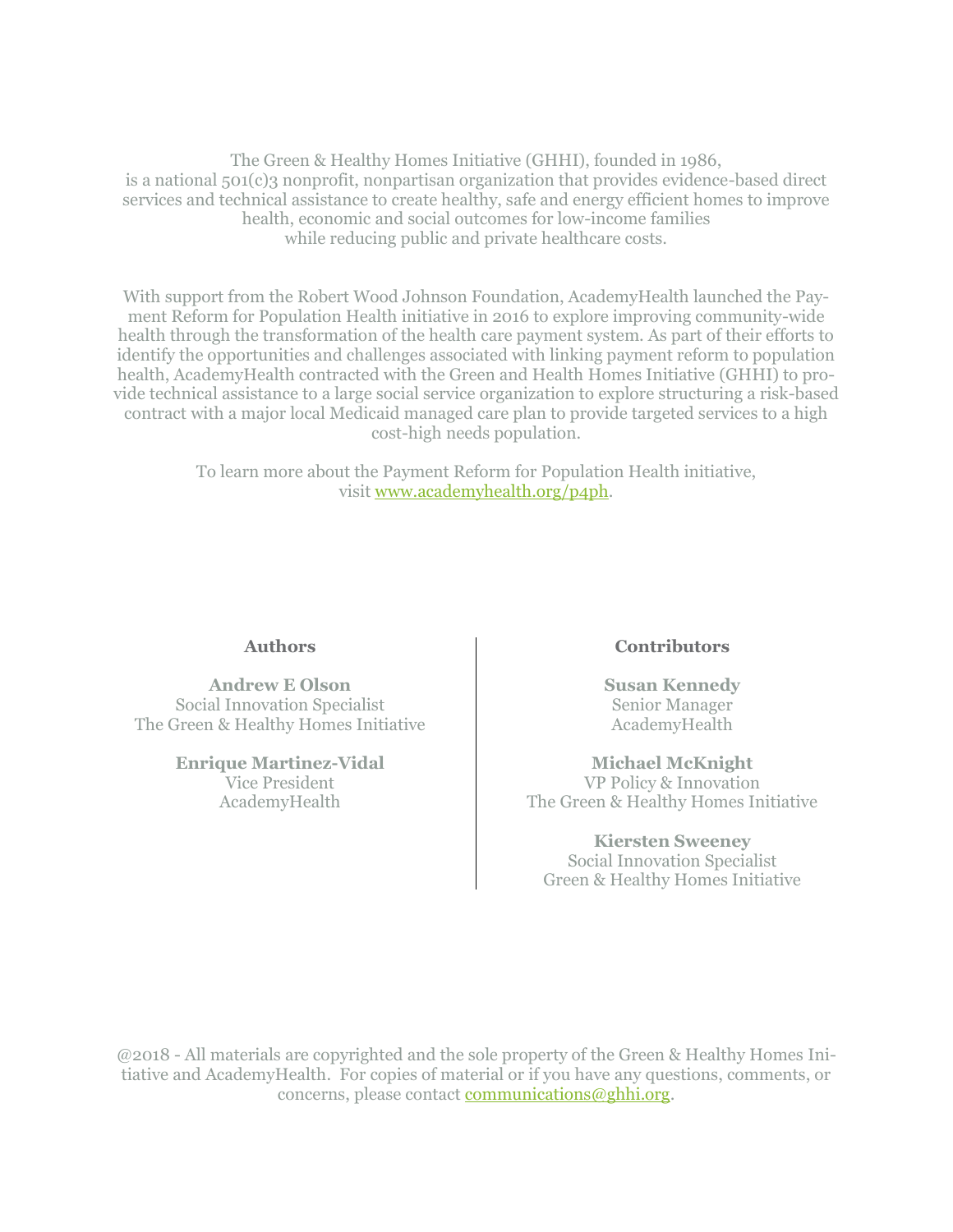The Green & Healthy Homes Initiative (GHHI), founded in 1986, is a national 501(c)3 nonprofit, nonpartisan organization that provides evidence-based direct services and technical assistance to create healthy, safe and energy efficient homes to improve health, economic and social outcomes for low-income families while reducing public and private healthcare costs.

With support from the Robert Wood Johnson Foundation, AcademyHealth launched the Payment Reform for Population Health initiative in 2016 to explore improving community-wide health through the transformation of the health care payment system. As part of their efforts to identify the opportunities and challenges associated with linking payment reform to population health, AcademyHealth contracted with the Green and Health Homes Initiative (GHHI) to provide technical assistance to a large social service organization to explore structuring a risk-based contract with a major local Medicaid managed care plan to provide targeted services to a high cost-high needs population.

To learn more about the Payment Reform for Population Health initiative, visit [www.academyhealth.org/p4ph](www.academyhealth.org/p4ph).

**Authors**

**Andrew E Olson**
Social Innovation Specialist
The Green & Healthy Homes Initiative

**Enrique Martinez-Vidal**
Vice President
AcademyHealth

**Contributors**

**Susan Kennedy**
Senior Manager
AcademyHealth

**Michael McKnight**
VP Policy & Innovation
The Green & Healthy Homes Initiative

**Kiersten Sweeney**
Social Innovation Specialist
Green & Healthy Homes Initiative

@2018 - All materials are copyrighted and the sole property of the Green & Healthy Homes Initiative and AcademyHealth. For copies of material or if you have any questions, comments, or concerns, please contact [communications@ghhi.org](mailto:communications@ghhi.org).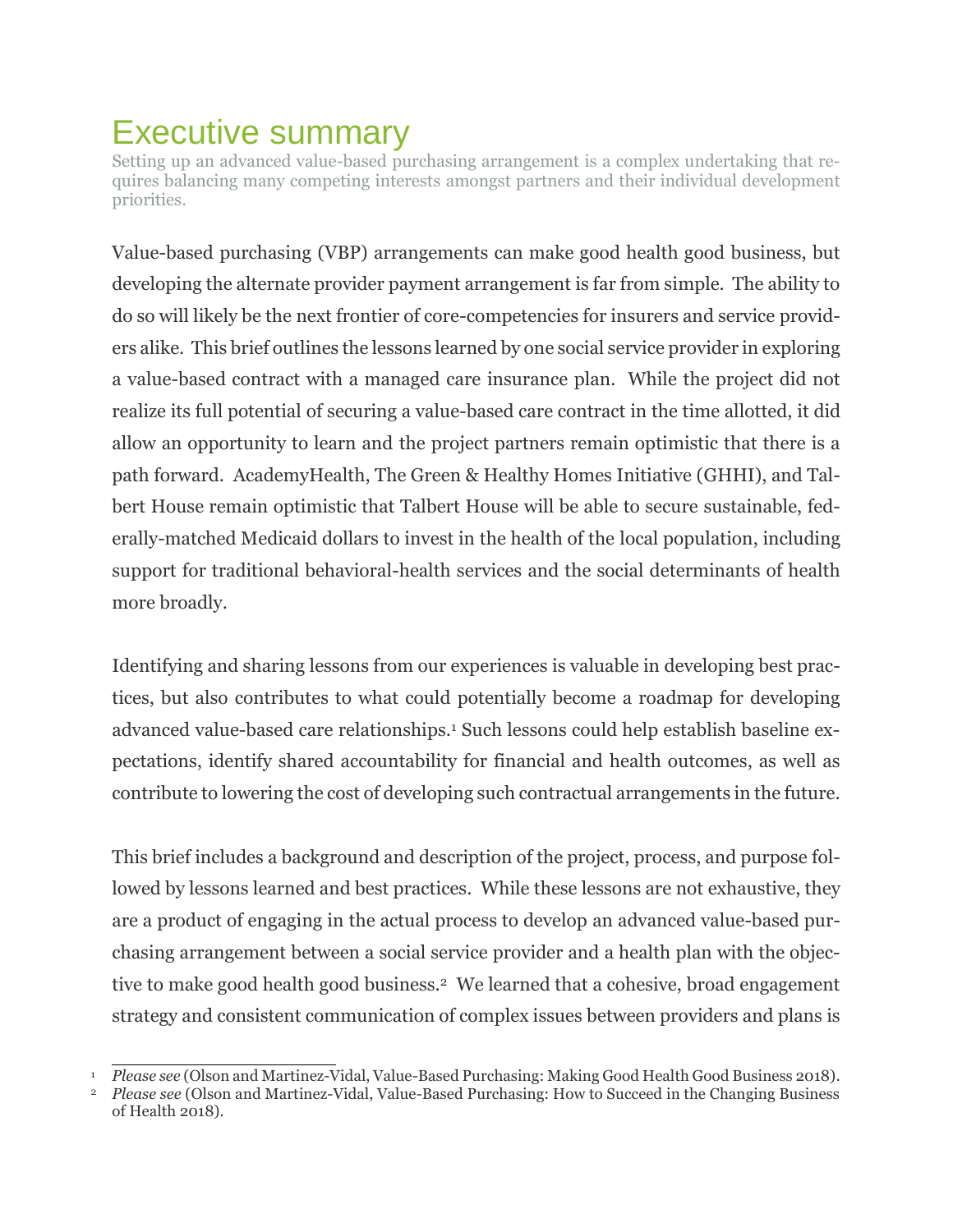# Executive summary

Setting up an advanced value-based purchasing arrangement is a complex undertaking that requires balancing many competing interests amongst partners and their individual development priorities.

Value-based purchasing (VBP) arrangements can make good health good business, but developing the alternate provider payment arrangement is far from simple. The ability to do so will likely be the next frontier of core-competencies for insurers and service providers alike. This brief outlines the lessons learned by one social service provider in exploring a value-based contract with a managed care insurance plan. While the project did not realize its full potential of securing a value-based care contract in the time allotted, it did allow an opportunity to learn and the project partners remain optimistic that there is a path forward. AcademyHealth, The Green & Healthy Homes Initiative (GHHI), and Talbert House remain optimistic that Talbert House will be able to secure sustainable, federally-matched Medicaid dollars to invest in the health of the local population, including support for traditional behavioral-health services and the social determinants of health more broadly.

Identifying and sharing lessons from our experiences is valuable in developing best practices, but also contributes to what could potentially become a roadmap for developing advanced value-based care relationships.[1] Such lessons could help establish baseline expectations, identify shared accountability for financial and health outcomes, as well as contribute to lowering the cost of developing such contractual arrangements in the future.

This brief includes a background and description of the project, process, and purpose followed by lessons learned and best practices. While these lessons are not exhaustive, they are a product of engaging in the actual process to develop an advanced value-based purchasing arrangement between a social service provider and a health plan with the objective to make good health good business.[2] We learned that a cohesive, broad engagement strategy and consistent communication of complex issues between providers and plans is

[1] *Please see* (Olson and Martinez-Vidal, Value-Based Purchasing: Making Good Health Good Business 2018).

[2] *Please see* (Olson and Martinez-Vidal, Value-Based Purchasing: How to Succeed in the Changing Business of Health 2018).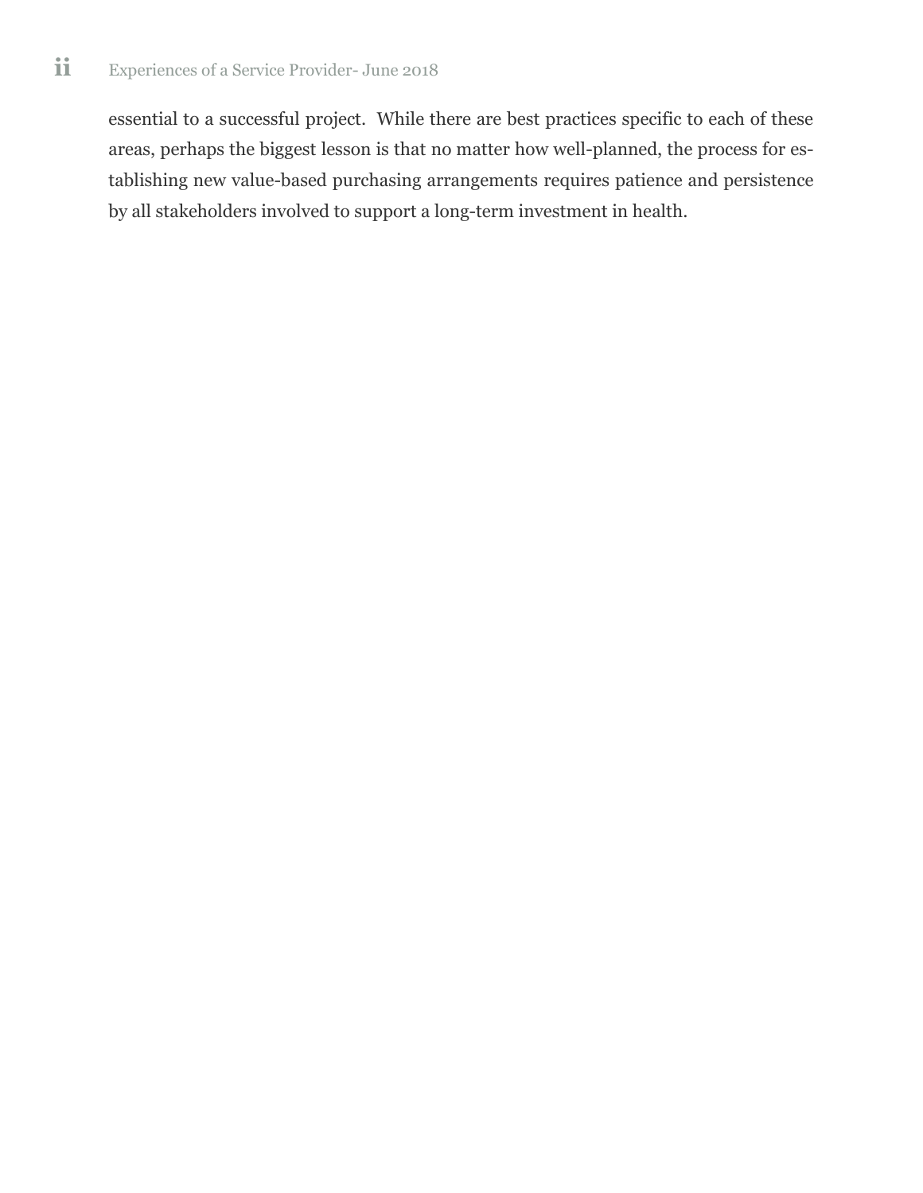essential to a successful project. While there are best practices specific to each of these areas, perhaps the biggest lesson is that no matter how well-planned, the process for establishing new value-based purchasing arrangements requires patience and persistence by all stakeholders involved to support a long-term investment in health.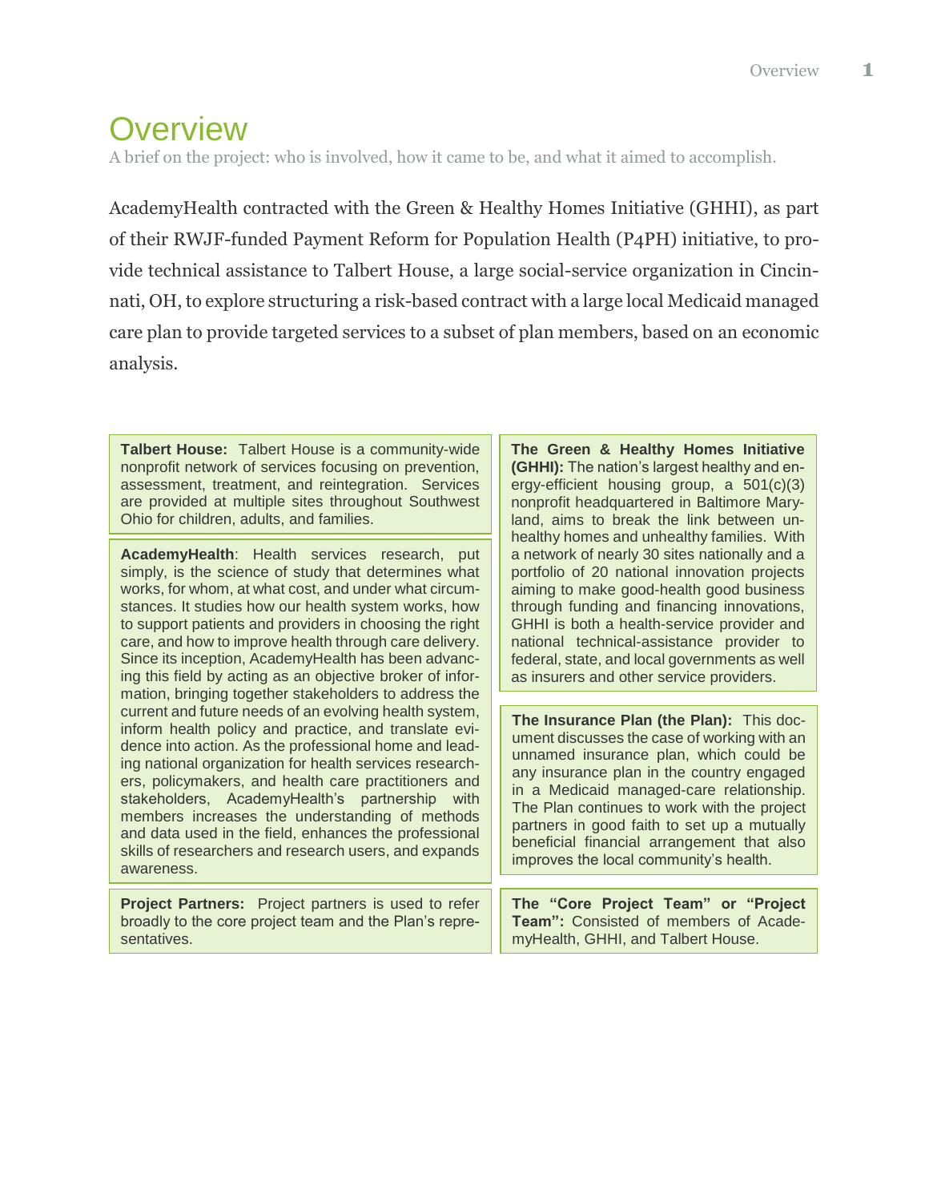# Overview

A brief on the project: who is involved, how it came to be, and what it aimed to accomplish.

AcademyHealth contracted with the Green & Healthy Homes Initiative (GHHI), as part of their RWJF-funded Payment Reform for Population Health (P4PH) initiative, to provide technical assistance to Talbert House, a large social-service organization in Cincinnati, OH, to explore structuring a risk-based contract with a large local Medicaid managed care plan to provide targeted services to a subset of plan members, based on an economic analysis.

**Talbert House:** Talbert House is a community-wide nonprofit network of services focusing on prevention, assessment, treatment, and reintegration. Services are provided at multiple sites throughout Southwest Ohio for children, adults, and families.

**AcademyHealth**: Health services research, put simply, is the science of study that determines what works, for whom, at what cost, and under what circumstances. It studies how our health system works, how to support patients and providers in choosing the right care, and how to improve health through care delivery. Since its inception, AcademyHealth has been advancing this field by acting as an objective broker of information, bringing together stakeholders to address the current and future needs of an evolving health system, inform health policy and practice, and translate evidence into action. As the professional home and leading national organization for health services researchers, policymakers, and health care practitioners and stakeholders, AcademyHealth's partnership with members increases the understanding of methods and data used in the field, enhances the professional skills of researchers and research users, and expands awareness.

**Project Partners:** Project partners is used to refer broadly to the core project team and the Plan's representatives.

**The Green & Healthy Homes Initiative (GHHI):** The nation's largest healthy and energy-efficient housing group, a 501(c)(3) nonprofit headquartered in Baltimore Maryland, aims to break the link between unhealthy homes and unhealthy families. With a network of nearly 30 sites nationally and a portfolio of 20 national innovation projects aiming to make good-health good business through funding and financing innovations, GHHI is both a health-service provider and national technical-assistance provider to federal, state, and local governments as well as insurers and other service providers.

**The Insurance Plan (the Plan):** This document discusses the case of working with an unnamed insurance plan, which could be any insurance plan in the country engaged in a Medicaid managed-care relationship. The Plan continues to work with the project partners in good faith to set up a mutually beneficial financial arrangement that also improves the local community's health.

**The "Core Project Team" or "Project Team":** Consisted of members of AcademyHealth, GHHI, and Talbert House.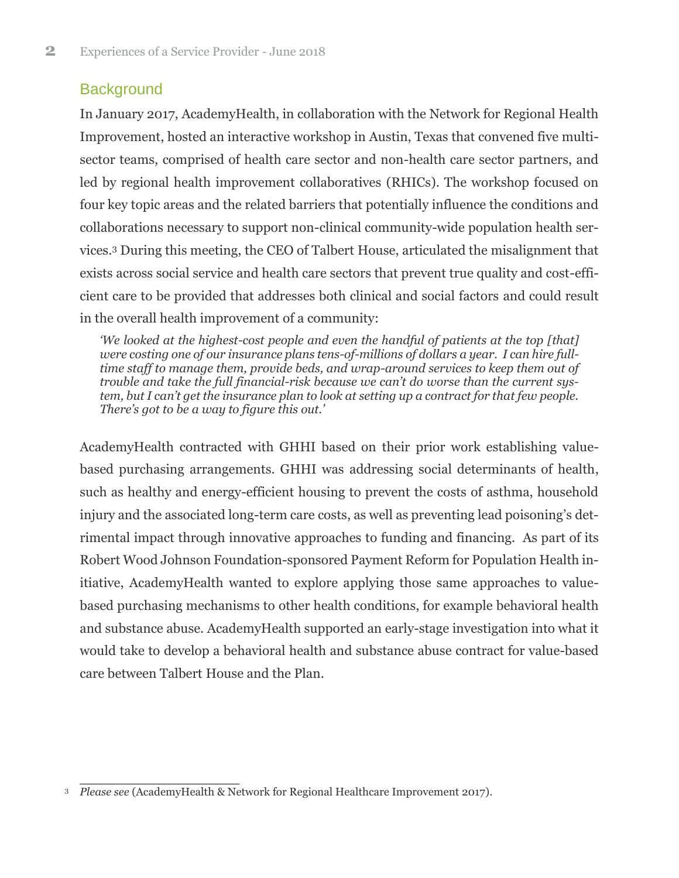## Background

In January 2017, AcademyHealth, in collaboration with the Network for Regional Health Improvement, hosted an interactive workshop in Austin, Texas that convened five multi-sector teams, comprised of health care sector and non-health care sector partners, and led by regional health improvement collaboratives (RHICs). The workshop focused on four key topic areas and the related barriers that potentially influence the conditions and collaborations necessary to support non-clinical community-wide population health services.[3] During this meeting, the CEO of Talbert House, articulated the misalignment that exists across social service and health care sectors that prevent true quality and cost-efficient care to be provided that addresses both clinical and social factors and could result in the overall health improvement of a community:

> *'We looked at the highest-cost people and even the handful of patients at the top [that] were costing one of our insurance plans tens-of-millions of dollars a year. I can hire full-time staff to manage them, provide beds, and wrap-around services to keep them out of trouble and take the full financial-risk because we can't do worse than the current system, but I can't get the insurance plan to look at setting up a contract for that few people. There's got to be a way to figure this out.'*

AcademyHealth contracted with GHHI based on their prior work establishing value-based purchasing arrangements. GHHI was addressing social determinants of health, such as healthy and energy-efficient housing to prevent the costs of asthma, household injury and the associated long-term care costs, as well as preventing lead poisoning's detrimental impact through innovative approaches to funding and financing. As part of its Robert Wood Johnson Foundation-sponsored Payment Reform for Population Health initiative, AcademyHealth wanted to explore applying those same approaches to value-based purchasing mechanisms to other health conditions, for example behavioral health and substance abuse. AcademyHealth supported an early-stage investigation into what it would take to develop a behavioral health and substance abuse contract for value-based care between Talbert House and the Plan.

---

[3] *Please see* (AcademyHealth & Network for Regional Healthcare Improvement 2017).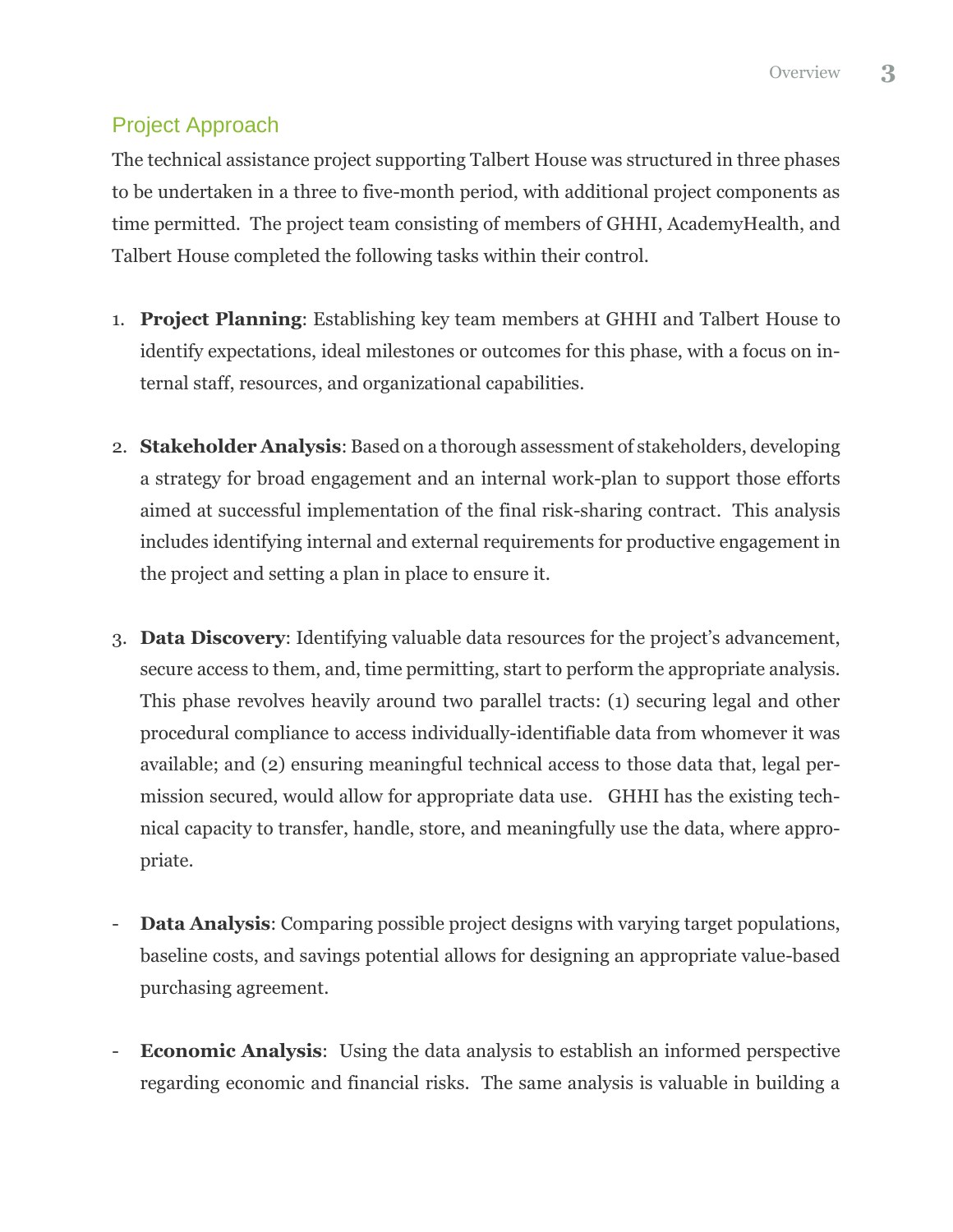## Project Approach

The technical assistance project supporting Talbert House was structured in three phases to be undertaken in a three to five-month period, with additional project components as time permitted. The project team consisting of members of GHHI, AcademyHealth, and Talbert House completed the following tasks within their control.

1. **Project Planning**: Establishing key team members at GHHI and Talbert House to identify expectations, ideal milestones or outcomes for this phase, with a focus on internal staff, resources, and organizational capabilities.

2. **Stakeholder Analysis**: Based on a thorough assessment of stakeholders, developing a strategy for broad engagement and an internal work-plan to support those efforts aimed at successful implementation of the final risk-sharing contract. This analysis includes identifying internal and external requirements for productive engagement in the project and setting a plan in place to ensure it.

3. **Data Discovery**: Identifying valuable data resources for the project's advancement, secure access to them, and, time permitting, start to perform the appropriate analysis. This phase revolves heavily around two parallel tracts: (1) securing legal and other procedural compliance to access individually-identifiable data from whomever it was available; and (2) ensuring meaningful technical access to those data that, legal permission secured, would allow for appropriate data use. GHHI has the existing technical capacity to transfer, handle, store, and meaningfully use the data, where appropriate.

- **Data Analysis**: Comparing possible project designs with varying target populations, baseline costs, and savings potential allows for designing an appropriate value-based purchasing agreement.

- **Economic Analysis**: Using the data analysis to establish an informed perspective regarding economic and financial risks. The same analysis is valuable in building a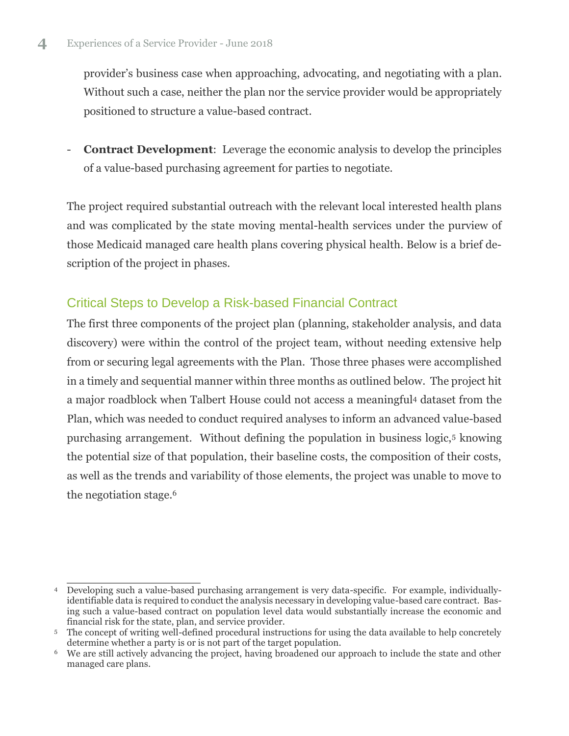provider's business case when approaching, advocating, and negotiating with a plan. Without such a case, neither the plan nor the service provider would be appropriately positioned to structure a value-based contract.

- **Contract Development**: Leverage the economic analysis to develop the principles of a value-based purchasing agreement for parties to negotiate.

The project required substantial outreach with the relevant local interested health plans and was complicated by the state moving mental-health services under the purview of those Medicaid managed care health plans covering physical health. Below is a brief description of the project in phases.

## Critical Steps to Develop a Risk-based Financial Contract

The first three components of the project plan (planning, stakeholder analysis, and data discovery) were within the control of the project team, without needing extensive help from or securing legal agreements with the Plan. Those three phases were accomplished in a timely and sequential manner within three months as outlined below. The project hit a major roadblock when Talbert House could not access a meaningful[4] dataset from the Plan, which was needed to conduct required analyses to inform an advanced value-based purchasing arrangement. Without defining the population in business logic,[5] knowing the potential size of that population, their baseline costs, the composition of their costs, as well as the trends and variability of those elements, the project was unable to move to the negotiation stage.[6]

---

[4] Developing such a value-based purchasing arrangement is very data-specific. For example, individually-identifiable data is required to conduct the analysis necessary in developing value-based care contract. Basing such a value-based contract on population level data would substantially increase the economic and financial risk for the state, plan, and service provider.

[5] The concept of writing well-defined procedural instructions for using the data available to help concretely determine whether a party is or is not part of the target population.

[6] We are still actively advancing the project, having broadened our approach to include the state and other managed care plans.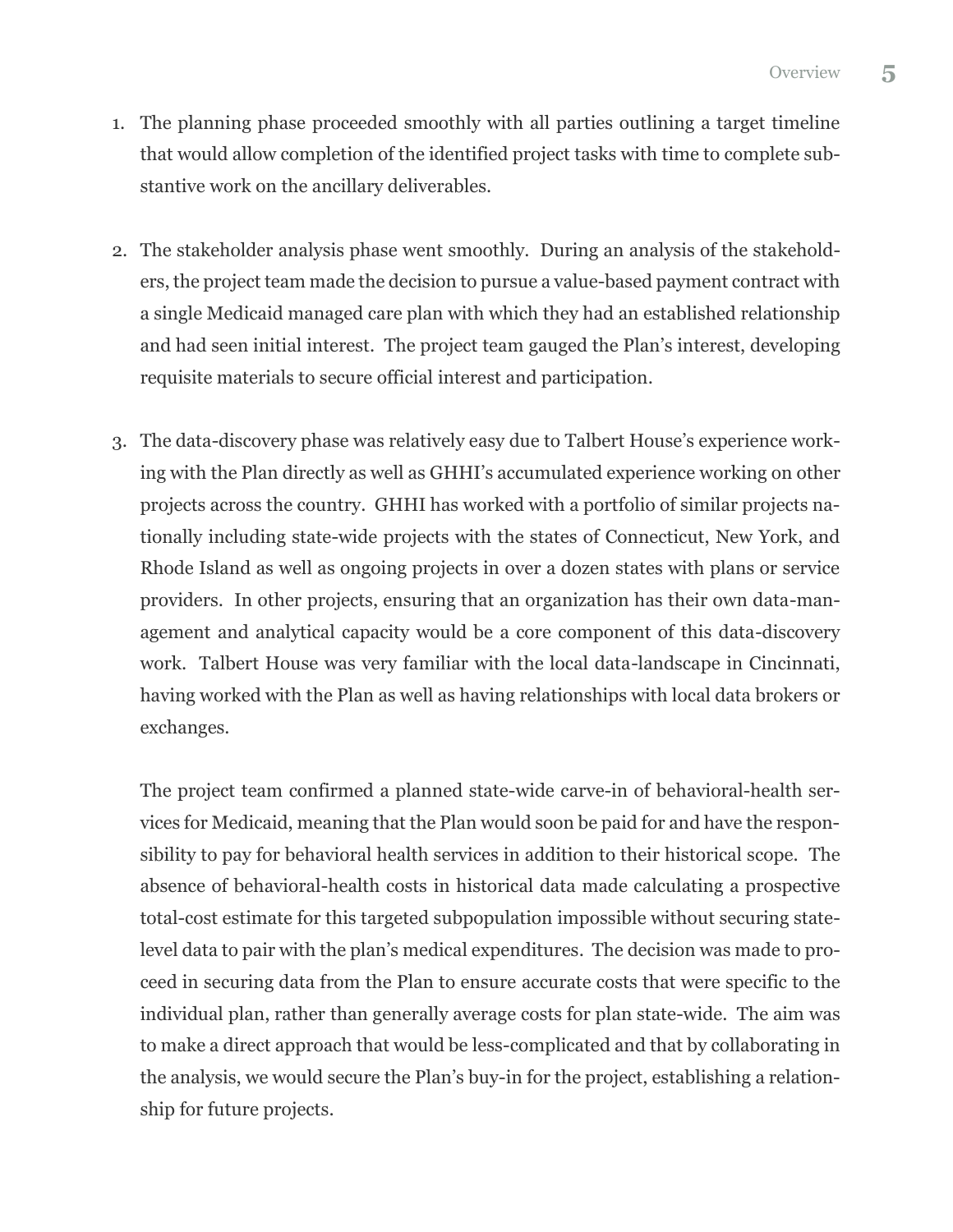1. The planning phase proceeded smoothly with all parties outlining a target timeline that would allow completion of the identified project tasks with time to complete substantive work on the ancillary deliverables.

2. The stakeholder analysis phase went smoothly. During an analysis of the stakeholders, the project team made the decision to pursue a value-based payment contract with a single Medicaid managed care plan with which they had an established relationship and had seen initial interest. The project team gauged the Plan's interest, developing requisite materials to secure official interest and participation.

3. The data-discovery phase was relatively easy due to Talbert House's experience working with the Plan directly as well as GHHI's accumulated experience working on other projects across the country. GHHI has worked with a portfolio of similar projects nationally including state-wide projects with the states of Connecticut, New York, and Rhode Island as well as ongoing projects in over a dozen states with plans or service providers. In other projects, ensuring that an organization has their own data-management and analytical capacity would be a core component of this data-discovery work. Talbert House was very familiar with the local data-landscape in Cincinnati, having worked with the Plan as well as having relationships with local data brokers or exchanges.

   The project team confirmed a planned state-wide carve-in of behavioral-health services for Medicaid, meaning that the Plan would soon be paid for and have the responsibility to pay for behavioral health services in addition to their historical scope. The absence of behavioral-health costs in historical data made calculating a prospective total-cost estimate for this targeted subpopulation impossible without securing state-level data to pair with the plan's medical expenditures. The decision was made to proceed in securing data from the Plan to ensure accurate costs that were specific to the individual plan, rather than generally average costs for plan state-wide. The aim was to make a direct approach that would be less-complicated and that by collaborating in the analysis, we would secure the Plan's buy-in for the project, establishing a relationship for future projects.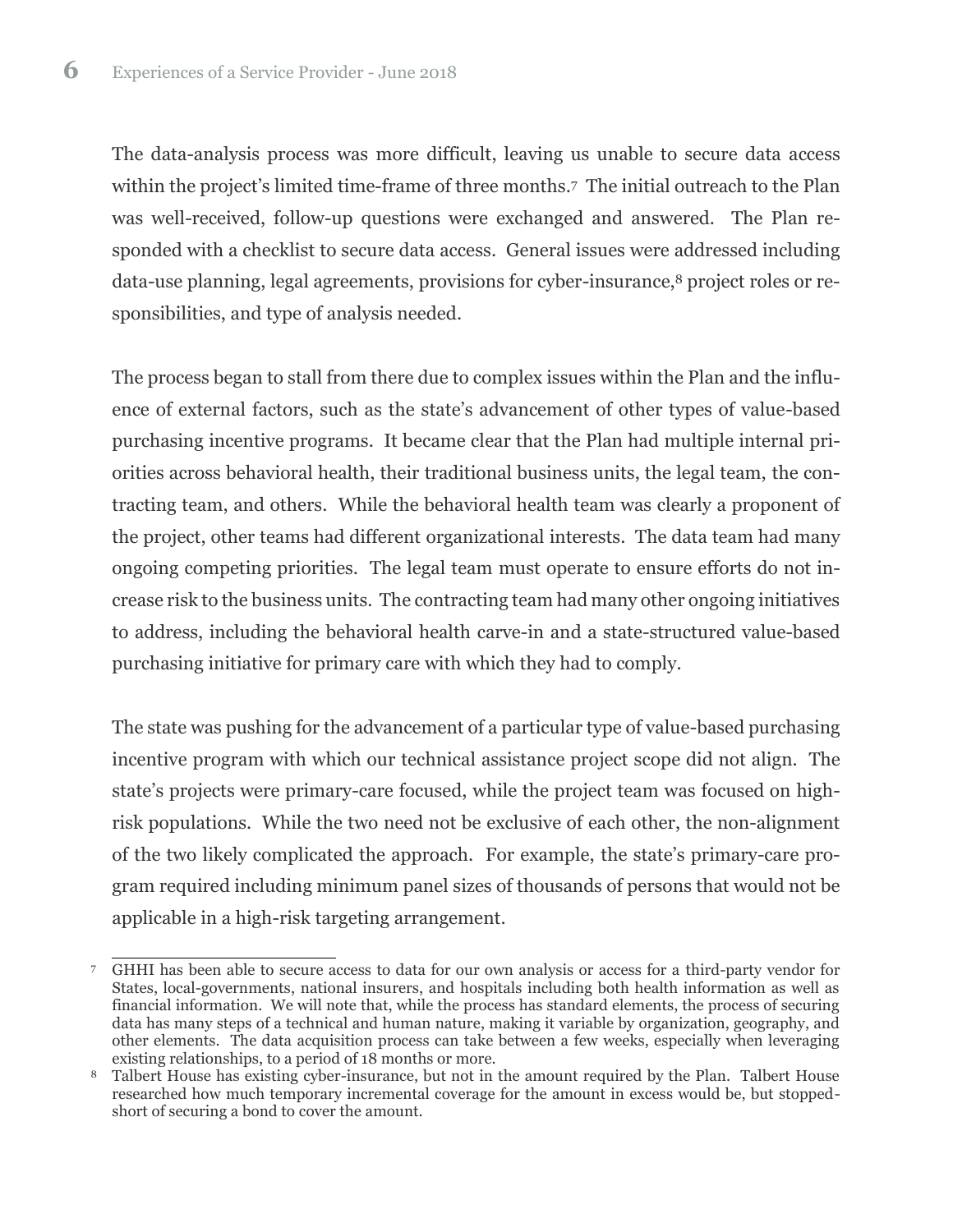The data-analysis process was more difficult, leaving us unable to secure data access within the project's limited time-frame of three months.[7] The initial outreach to the Plan was well-received, follow-up questions were exchanged and answered. The Plan responded with a checklist to secure data access. General issues were addressed including data-use planning, legal agreements, provisions for cyber-insurance,[8] project roles or responsibilities, and type of analysis needed.

The process began to stall from there due to complex issues within the Plan and the influence of external factors, such as the state's advancement of other types of value-based purchasing incentive programs. It became clear that the Plan had multiple internal priorities across behavioral health, their traditional business units, the legal team, the contracting team, and others. While the behavioral health team was clearly a proponent of the project, other teams had different organizational interests. The data team had many ongoing competing priorities. The legal team must operate to ensure efforts do not increase risk to the business units. The contracting team had many other ongoing initiatives to address, including the behavioral health carve-in and a state-structured value-based purchasing initiative for primary care with which they had to comply.

The state was pushing for the advancement of a particular type of value-based purchasing incentive program with which our technical assistance project scope did not align. The state's projects were primary-care focused, while the project team was focused on high-risk populations. While the two need not be exclusive of each other, the non-alignment of the two likely complicated the approach. For example, the state's primary-care program required including minimum panel sizes of thousands of persons that would not be applicable in a high-risk targeting arrangement.

---

[7] GHHI has been able to secure access to data for our own analysis or access for a third-party vendor for States, local-governments, national insurers, and hospitals including both health information as well as financial information. We will note that, while the process has standard elements, the process of securing data has many steps of a technical and human nature, making it variable by organization, geography, and other elements. The data acquisition process can take between a few weeks, especially when leveraging existing relationships, to a period of 18 months or more.

[8] Talbert House has existing cyber-insurance, but not in the amount required by the Plan. Talbert House researched how much temporary incremental coverage for the amount in excess would be, but stopped-short of securing a bond to cover the amount.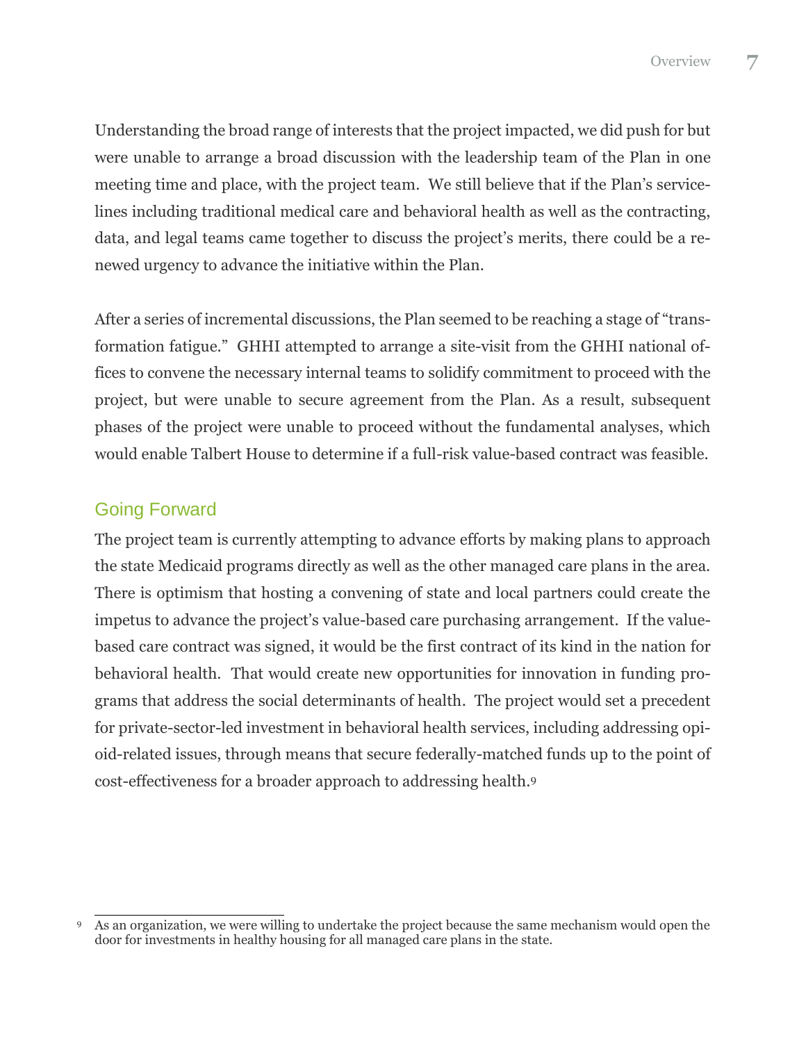Understanding the broad range of interests that the project impacted, we did push for but were unable to arrange a broad discussion with the leadership team of the Plan in one meeting time and place, with the project team. We still believe that if the Plan's service-lines including traditional medical care and behavioral health as well as the contracting, data, and legal teams came together to discuss the project's merits, there could be a renewed urgency to advance the initiative within the Plan.

After a series of incremental discussions, the Plan seemed to be reaching a stage of "transformation fatigue." GHHI attempted to arrange a site-visit from the GHHI national offices to convene the necessary internal teams to solidify commitment to proceed with the project, but were unable to secure agreement from the Plan. As a result, subsequent phases of the project were unable to proceed without the fundamental analyses, which would enable Talbert House to determine if a full-risk value-based contract was feasible.

## Going Forward

The project team is currently attempting to advance efforts by making plans to approach the state Medicaid programs directly as well as the other managed care plans in the area. There is optimism that hosting a convening of state and local partners could create the impetus to advance the project's value-based care purchasing arrangement. If the value-based care contract was signed, it would be the first contract of its kind in the nation for behavioral health. That would create new opportunities for innovation in funding programs that address the social determinants of health. The project would set a precedent for private-sector-led investment in behavioral health services, including addressing opioid-related issues, through means that secure federally-matched funds up to the point of cost-effectiveness for a broader approach to addressing health.[9]

---

[9] As an organization, we were willing to undertake the project because the same mechanism would open the door for investments in healthy housing for all managed care plans in the state.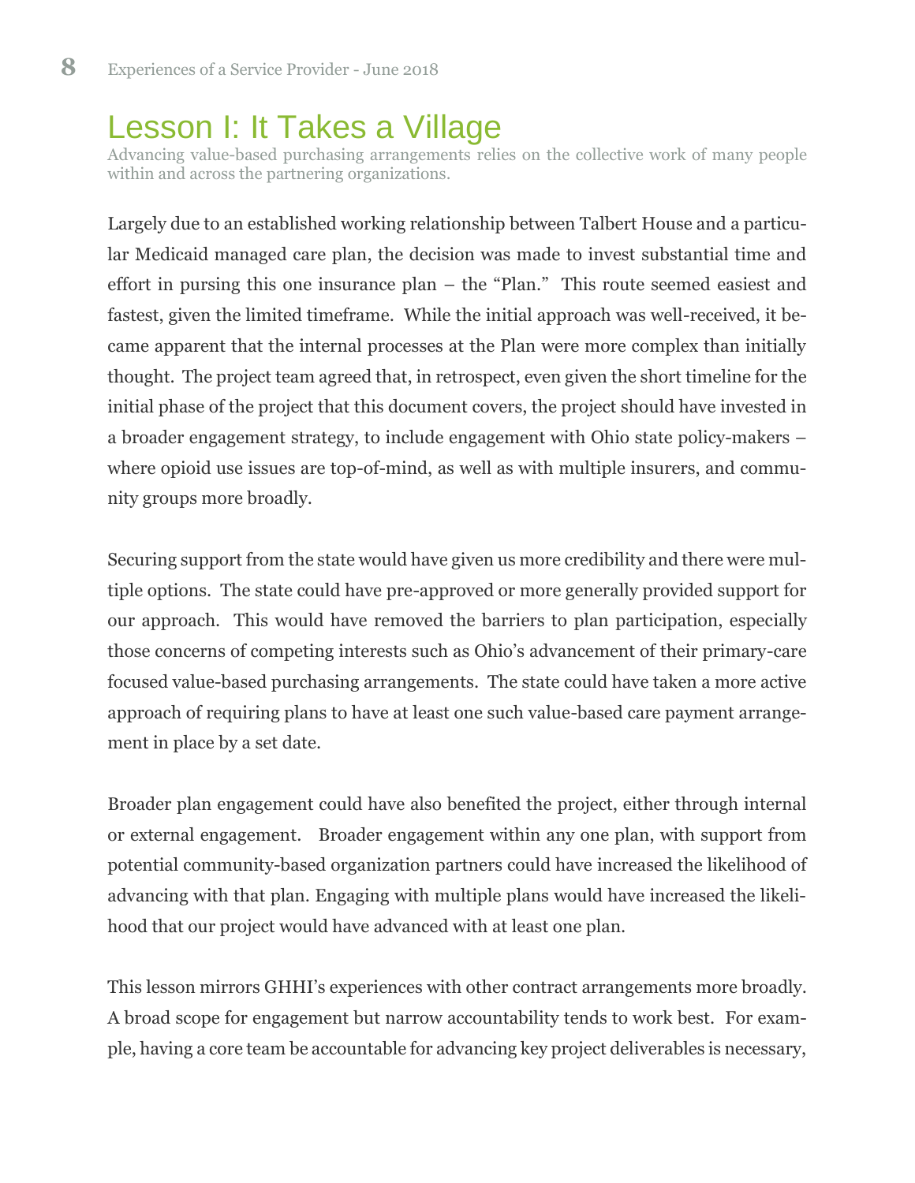# Lesson I: It Takes a Village

Advancing value-based purchasing arrangements relies on the collective work of many people within and across the partnering organizations.

Largely due to an established working relationship between Talbert House and a particular Medicaid managed care plan, the decision was made to invest substantial time and effort in pursing this one insurance plan – the "Plan." This route seemed easiest and fastest, given the limited timeframe. While the initial approach was well-received, it became apparent that the internal processes at the Plan were more complex than initially thought. The project team agreed that, in retrospect, even given the short timeline for the initial phase of the project that this document covers, the project should have invested in a broader engagement strategy, to include engagement with Ohio state policy-makers – where opioid use issues are top-of-mind, as well as with multiple insurers, and community groups more broadly.

Securing support from the state would have given us more credibility and there were multiple options. The state could have pre-approved or more generally provided support for our approach. This would have removed the barriers to plan participation, especially those concerns of competing interests such as Ohio's advancement of their primary-care focused value-based purchasing arrangements. The state could have taken a more active approach of requiring plans to have at least one such value-based care payment arrangement in place by a set date.

Broader plan engagement could have also benefited the project, either through internal or external engagement. Broader engagement within any one plan, with support from potential community-based organization partners could have increased the likelihood of advancing with that plan. Engaging with multiple plans would have increased the likelihood that our project would have advanced with at least one plan.

This lesson mirrors GHHI's experiences with other contract arrangements more broadly. A broad scope for engagement but narrow accountability tends to work best. For example, having a core team be accountable for advancing key project deliverables is necessary,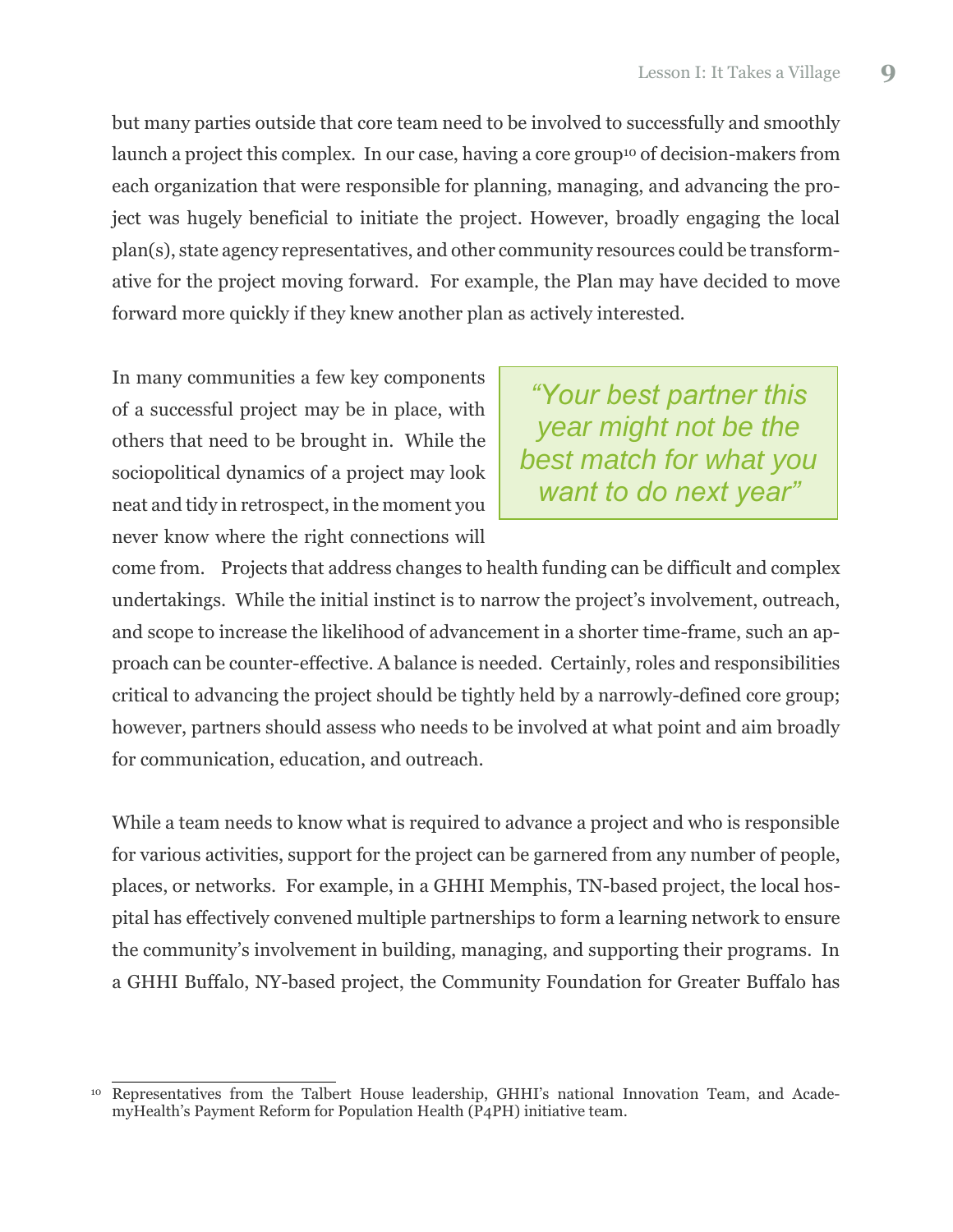but many parties outside that core team need to be involved to successfully and smoothly launch a project this complex. In our case, having a core group[10] of decision-makers from each organization that were responsible for planning, managing, and advancing the project was hugely beneficial to initiate the project. However, broadly engaging the local plan(s), state agency representatives, and other community resources could be transformative for the project moving forward. For example, the Plan may have decided to move forward more quickly if they knew another plan as actively interested.

> *"Your best partner this year might not be the best match for what you want to do next year"*

In many communities a few key components of a successful project may be in place, with others that need to be brought in. While the sociopolitical dynamics of a project may look neat and tidy in retrospect, in the moment you never know where the right connections will come from. Projects that address changes to health funding can be difficult and complex undertakings. While the initial instinct is to narrow the project's involvement, outreach, and scope to increase the likelihood of advancement in a shorter time-frame, such an approach can be counter-effective. A balance is needed. Certainly, roles and responsibilities critical to advancing the project should be tightly held by a narrowly-defined core group; however, partners should assess who needs to be involved at what point and aim broadly for communication, education, and outreach.

While a team needs to know what is required to advance a project and who is responsible for various activities, support for the project can be garnered from any number of people, places, or networks. For example, in a GHHI Memphis, TN-based project, the local hospital has effectively convened multiple partnerships to form a learning network to ensure the community's involvement in building, managing, and supporting their programs. In a GHHI Buffalo, NY-based project, the Community Foundation for Greater Buffalo has

---

[10] Representatives from the Talbert House leadership, GHHI's national Innovation Team, and AcademyHealth's Payment Reform for Population Health (P4PH) initiative team.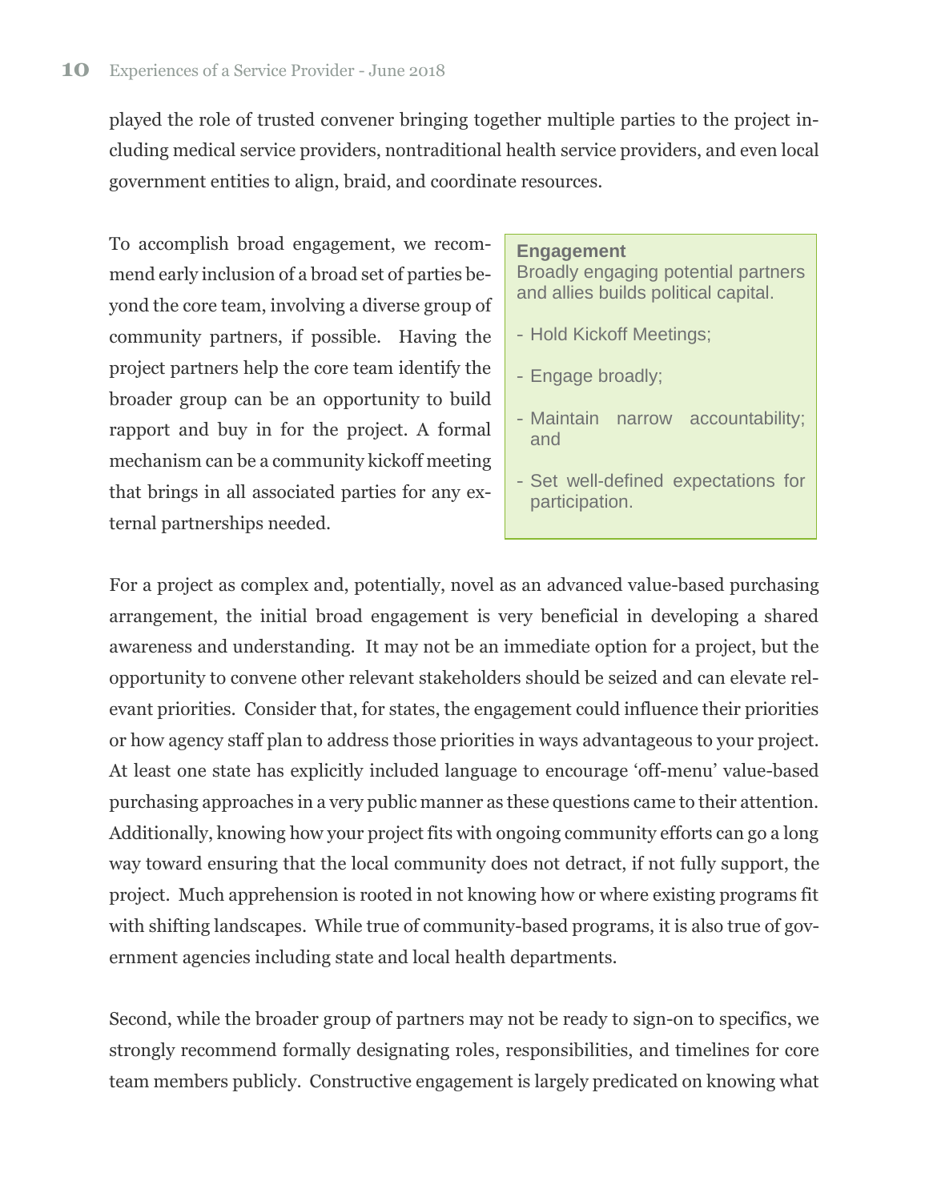played the role of trusted convener bringing together multiple parties to the project including medical service providers, nontraditional health service providers, and even local government entities to align, braid, and coordinate resources.

To accomplish broad engagement, we recommend early inclusion of a broad set of parties beyond the core team, involving a diverse group of community partners, if possible. Having the project partners help the core team identify the broader group can be an opportunity to build rapport and buy in for the project. A formal mechanism can be a community kickoff meeting that brings in all associated parties for any external partnerships needed.

> **Engagement**
> Broadly engaging potential partners and allies builds political capital.
>
> - Hold Kickoff Meetings;
> - Engage broadly;
> - Maintain narrow accountability; and
> - Set well-defined expectations for participation.

For a project as complex and, potentially, novel as an advanced value-based purchasing arrangement, the initial broad engagement is very beneficial in developing a shared awareness and understanding. It may not be an immediate option for a project, but the opportunity to convene other relevant stakeholders should be seized and can elevate relevant priorities. Consider that, for states, the engagement could influence their priorities or how agency staff plan to address those priorities in ways advantageous to your project. At least one state has explicitly included language to encourage 'off-menu' value-based purchasing approaches in a very public manner as these questions came to their attention. Additionally, knowing how your project fits with ongoing community efforts can go a long way toward ensuring that the local community does not detract, if not fully support, the project. Much apprehension is rooted in not knowing how or where existing programs fit with shifting landscapes. While true of community-based programs, it is also true of government agencies including state and local health departments.

Second, while the broader group of partners may not be ready to sign-on to specifics, we strongly recommend formally designating roles, responsibilities, and timelines for core team members publicly. Constructive engagement is largely predicated on knowing what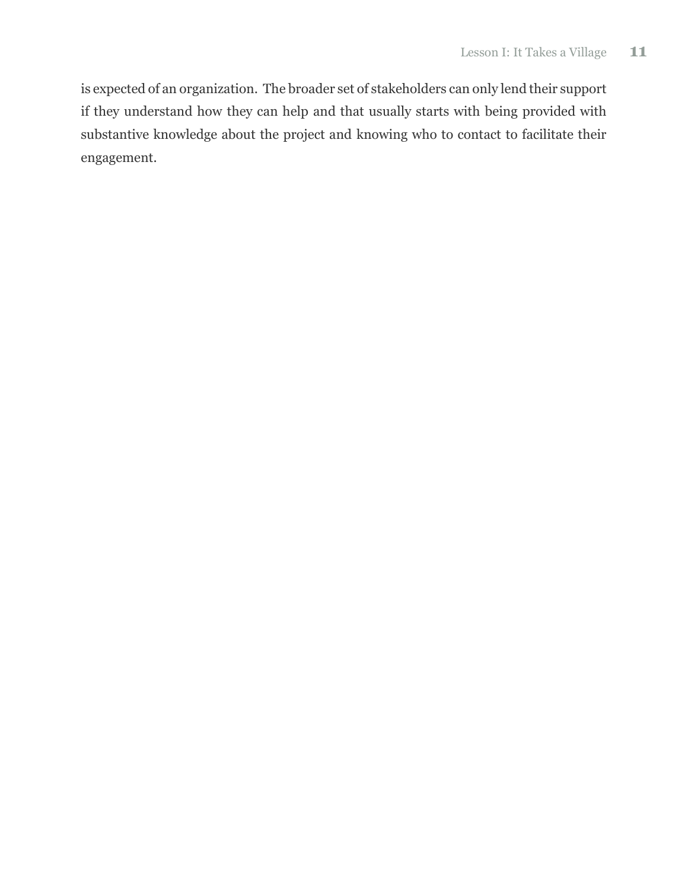is expected of an organization. The broader set of stakeholders can only lend their support if they understand how they can help and that usually starts with being provided with substantive knowledge about the project and knowing who to contact to facilitate their engagement.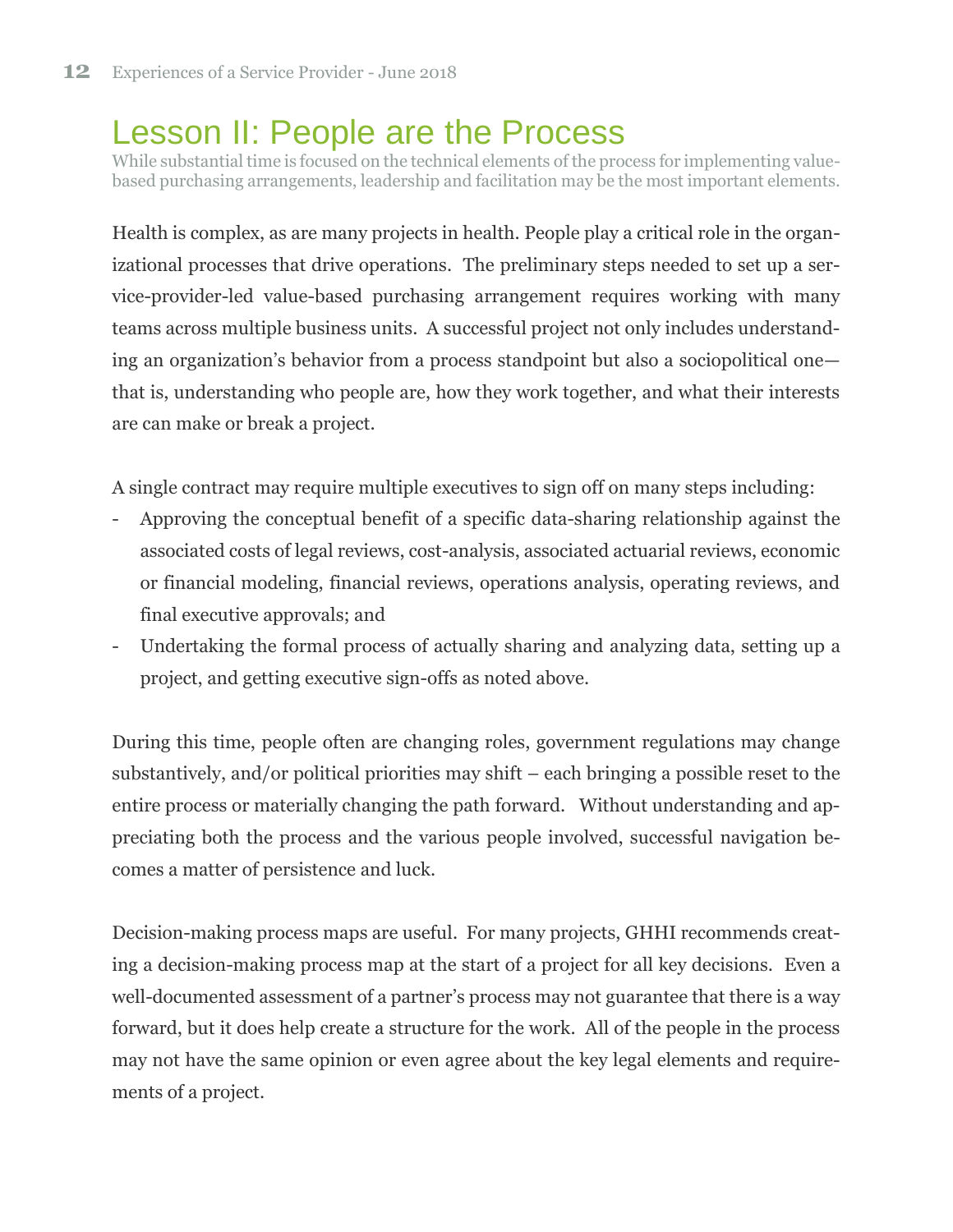## Lesson II: People are the Process

While substantial time is focused on the technical elements of the process for implementing value-based purchasing arrangements, leadership and facilitation may be the most important elements.

Health is complex, as are many projects in health. People play a critical role in the organizational processes that drive operations. The preliminary steps needed to set up a service-provider-led value-based purchasing arrangement requires working with many teams across multiple business units. A successful project not only includes understanding an organization's behavior from a process standpoint but also a sociopolitical one—that is, understanding who people are, how they work together, and what their interests are can make or break a project.

A single contract may require multiple executives to sign off on many steps including:

- Approving the conceptual benefit of a specific data-sharing relationship against the associated costs of legal reviews, cost-analysis, associated actuarial reviews, economic or financial modeling, financial reviews, operations analysis, operating reviews, and final executive approvals; and
- Undertaking the formal process of actually sharing and analyzing data, setting up a project, and getting executive sign-offs as noted above.

During this time, people often are changing roles, government regulations may change substantively, and/or political priorities may shift – each bringing a possible reset to the entire process or materially changing the path forward. Without understanding and appreciating both the process and the various people involved, successful navigation becomes a matter of persistence and luck.

Decision-making process maps are useful. For many projects, GHHI recommends creating a decision-making process map at the start of a project for all key decisions. Even a well-documented assessment of a partner's process may not guarantee that there is a way forward, but it does help create a structure for the work. All of the people in the process may not have the same opinion or even agree about the key legal elements and requirements of a project.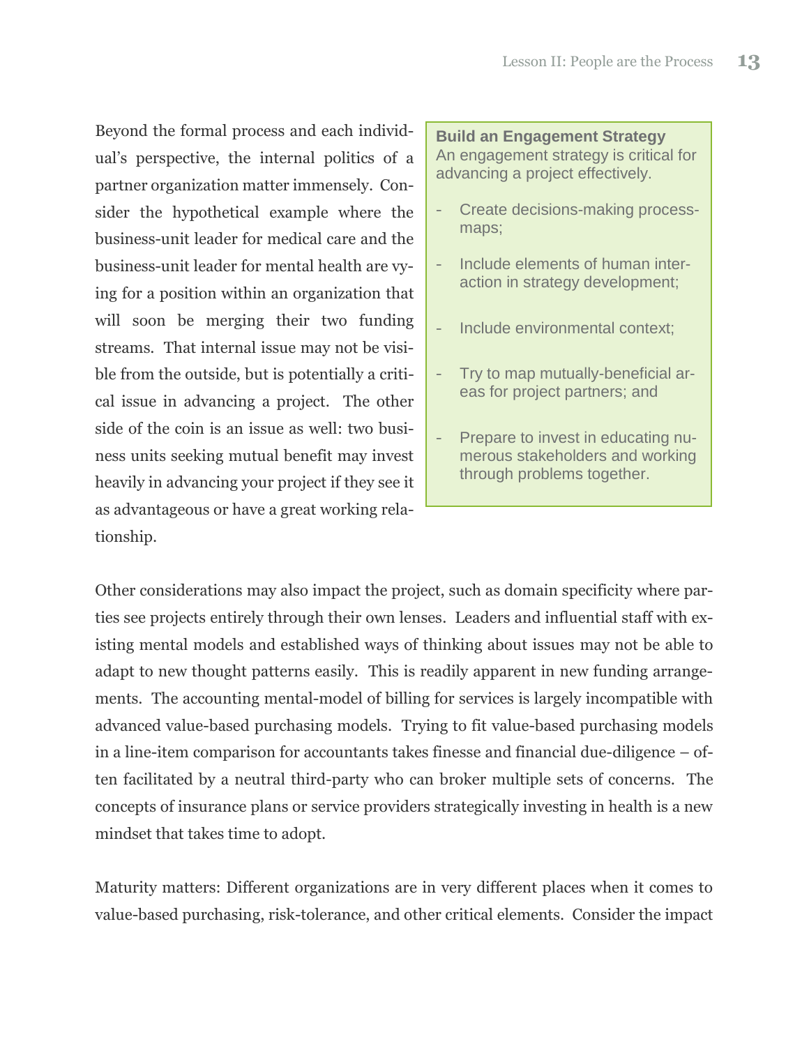Beyond the formal process and each individual's perspective, the internal politics of a partner organization matter immensely. Consider the hypothetical example where the business-unit leader for medical care and the business-unit leader for mental health are vying for a position within an organization that will soon be merging their two funding streams. That internal issue may not be visible from the outside, but is potentially a critical issue in advancing a project. The other side of the coin is an issue as well: two business units seeking mutual benefit may invest heavily in advancing your project if they see it as advantageous or have a great working relationship.

**Build an Engagement Strategy**
An engagement strategy is critical for advancing a project effectively.

- Create decisions-making process-maps;
- Include elements of human interaction in strategy development;
- Include environmental context;
- Try to map mutually-beneficial areas for project partners; and
- Prepare to invest in educating numerous stakeholders and working through problems together.

Other considerations may also impact the project, such as domain specificity where parties see projects entirely through their own lenses. Leaders and influential staff with existing mental models and established ways of thinking about issues may not be able to adapt to new thought patterns easily. This is readily apparent in new funding arrangements. The accounting mental-model of billing for services is largely incompatible with advanced value-based purchasing models. Trying to fit value-based purchasing models in a line-item comparison for accountants takes finesse and financial due-diligence – often facilitated by a neutral third-party who can broker multiple sets of concerns. The concepts of insurance plans or service providers strategically investing in health is a new mindset that takes time to adopt.

Maturity matters: Different organizations are in very different places when it comes to value-based purchasing, risk-tolerance, and other critical elements. Consider the impact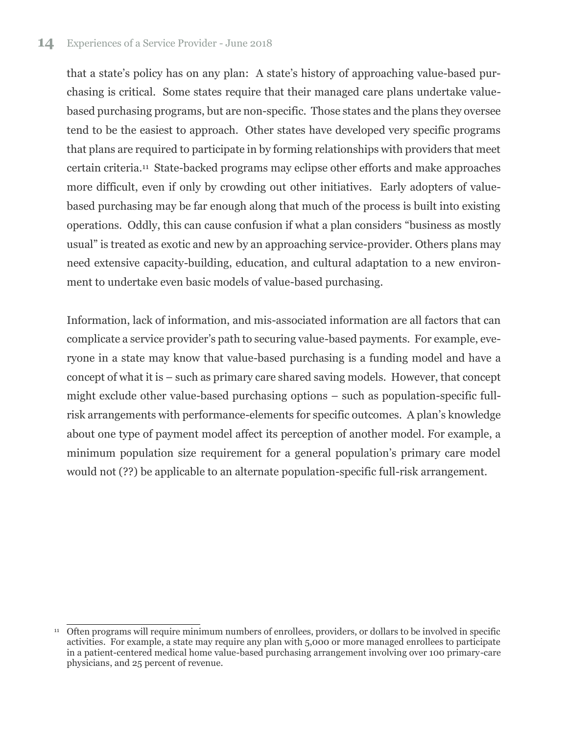that a state's policy has on any plan: A state's history of approaching value-based purchasing is critical. Some states require that their managed care plans undertake value-based purchasing programs, but are non-specific. Those states and the plans they oversee tend to be the easiest to approach. Other states have developed very specific programs that plans are required to participate in by forming relationships with providers that meet certain criteria.[11] State-backed programs may eclipse other efforts and make approaches more difficult, even if only by crowding out other initiatives. Early adopters of value-based purchasing may be far enough along that much of the process is built into existing operations. Oddly, this can cause confusion if what a plan considers "business as mostly usual" is treated as exotic and new by an approaching service-provider. Others plans may need extensive capacity-building, education, and cultural adaptation to a new environment to undertake even basic models of value-based purchasing.

Information, lack of information, and mis-associated information are all factors that can complicate a service provider's path to securing value-based payments. For example, everyone in a state may know that value-based purchasing is a funding model and have a concept of what it is – such as primary care shared saving models. However, that concept might exclude other value-based purchasing options – such as population-specific full-risk arrangements with performance-elements for specific outcomes. A plan's knowledge about one type of payment model affect its perception of another model. For example, a minimum population size requirement for a general population's primary care model would not (??) be applicable to an alternate population-specific full-risk arrangement.

---

[11] Often programs will require minimum numbers of enrollees, providers, or dollars to be involved in specific activities. For example, a state may require any plan with 5,000 or more managed enrollees to participate in a patient-centered medical home value-based purchasing arrangement involving over 100 primary-care physicians, and 25 percent of revenue.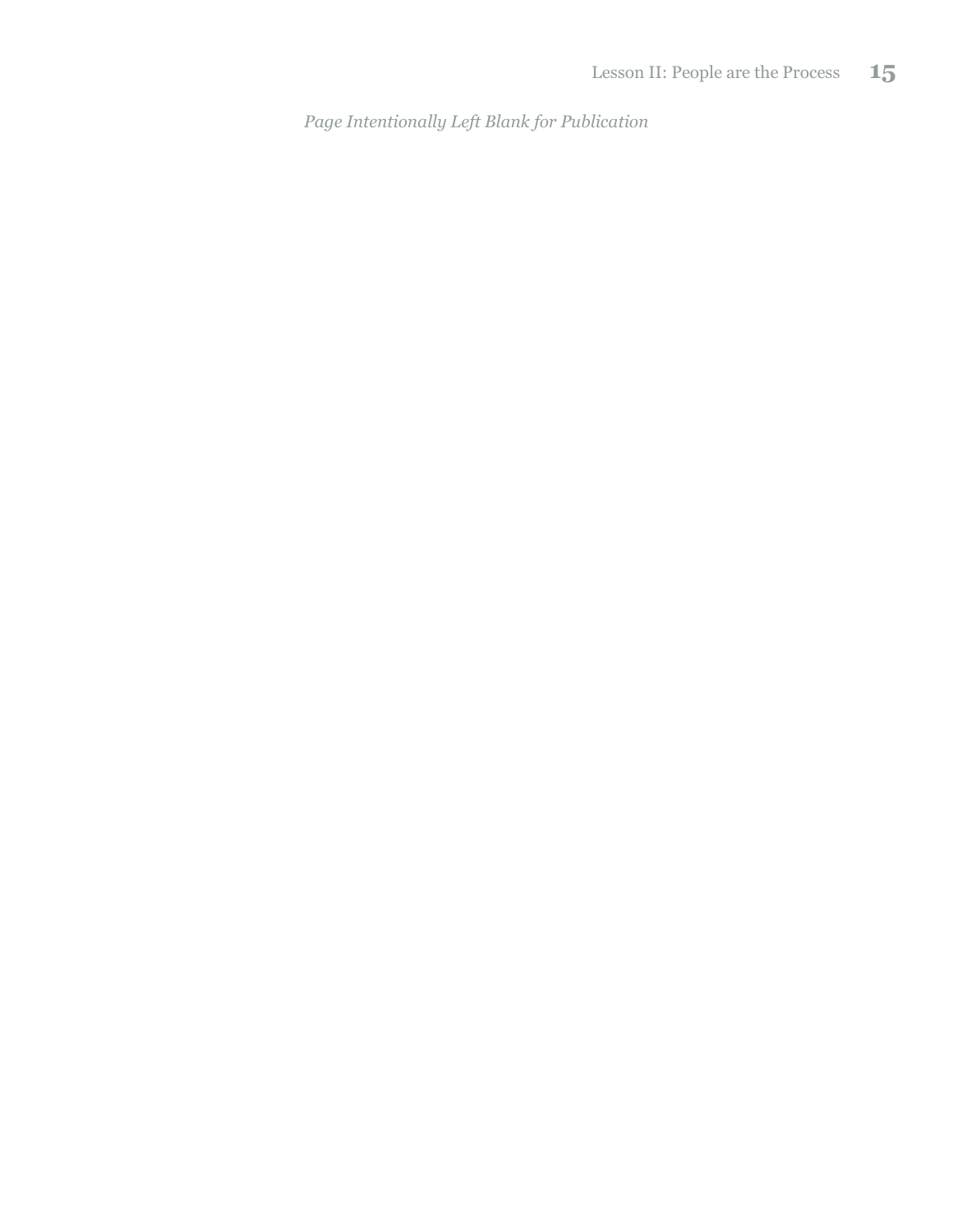*Page Intentionally Left Blank for Publication*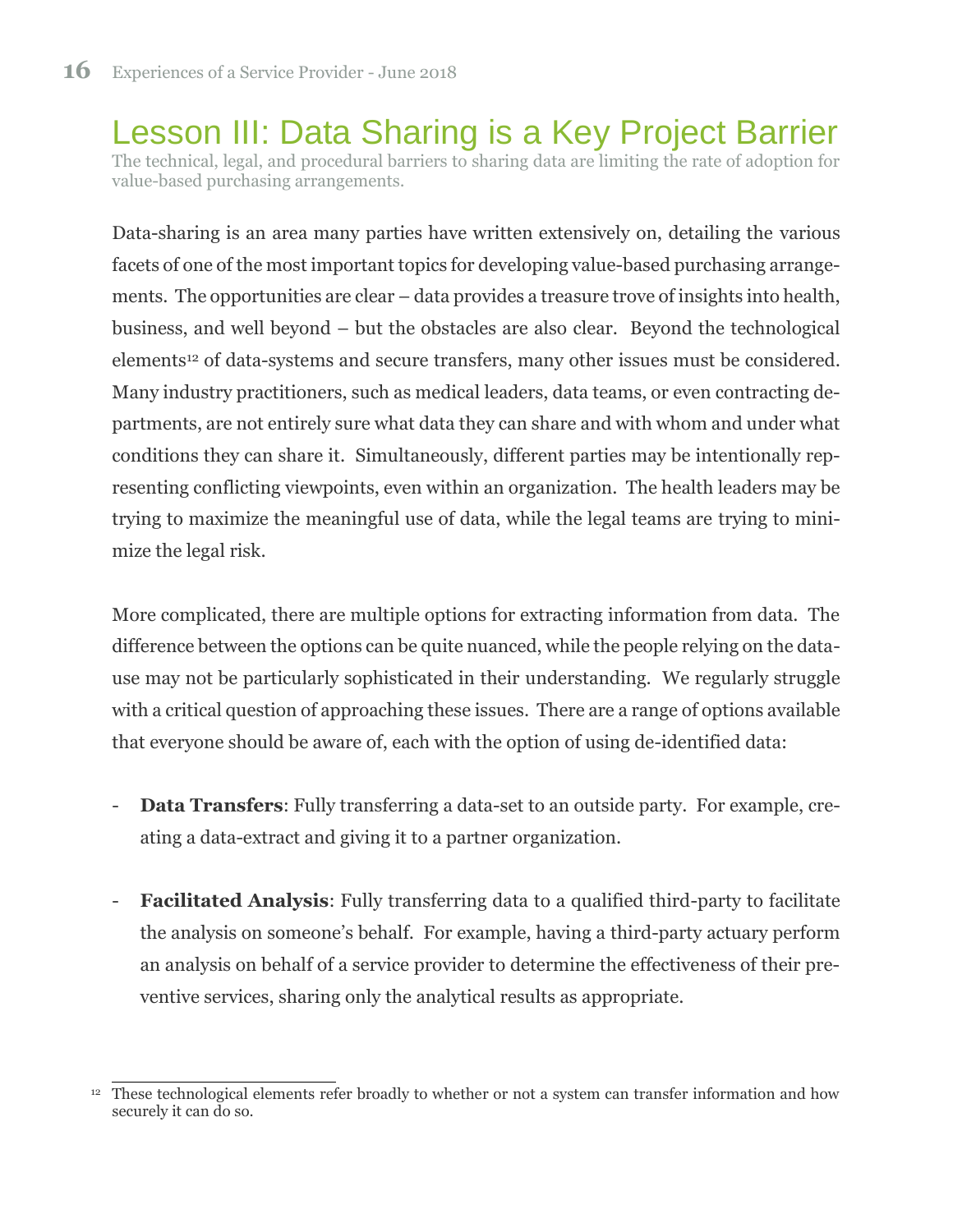# Lesson III: Data Sharing is a Key Project Barrier

The technical, legal, and procedural barriers to sharing data are limiting the rate of adoption for value-based purchasing arrangements.

Data-sharing is an area many parties have written extensively on, detailing the various facets of one of the most important topics for developing value-based purchasing arrangements. The opportunities are clear – data provides a treasure trove of insights into health, business, and well beyond – but the obstacles are also clear. Beyond the technological elements[12] of data-systems and secure transfers, many other issues must be considered. Many industry practitioners, such as medical leaders, data teams, or even contracting departments, are not entirely sure what data they can share and with whom and under what conditions they can share it. Simultaneously, different parties may be intentionally representing conflicting viewpoints, even within an organization. The health leaders may be trying to maximize the meaningful use of data, while the legal teams are trying to minimize the legal risk.

More complicated, there are multiple options for extracting information from data. The difference between the options can be quite nuanced, while the people relying on the data-use may not be particularly sophisticated in their understanding. We regularly struggle with a critical question of approaching these issues. There are a range of options available that everyone should be aware of, each with the option of using de-identified data:

- **Data Transfers**: Fully transferring a data-set to an outside party. For example, creating a data-extract and giving it to a partner organization.

- **Facilitated Analysis**: Fully transferring data to a qualified third-party to facilitate the analysis on someone's behalf. For example, having a third-party actuary perform an analysis on behalf of a service provider to determine the effectiveness of their preventive services, sharing only the analytical results as appropriate.

---

[12] These technological elements refer broadly to whether or not a system can transfer information and how securely it can do so.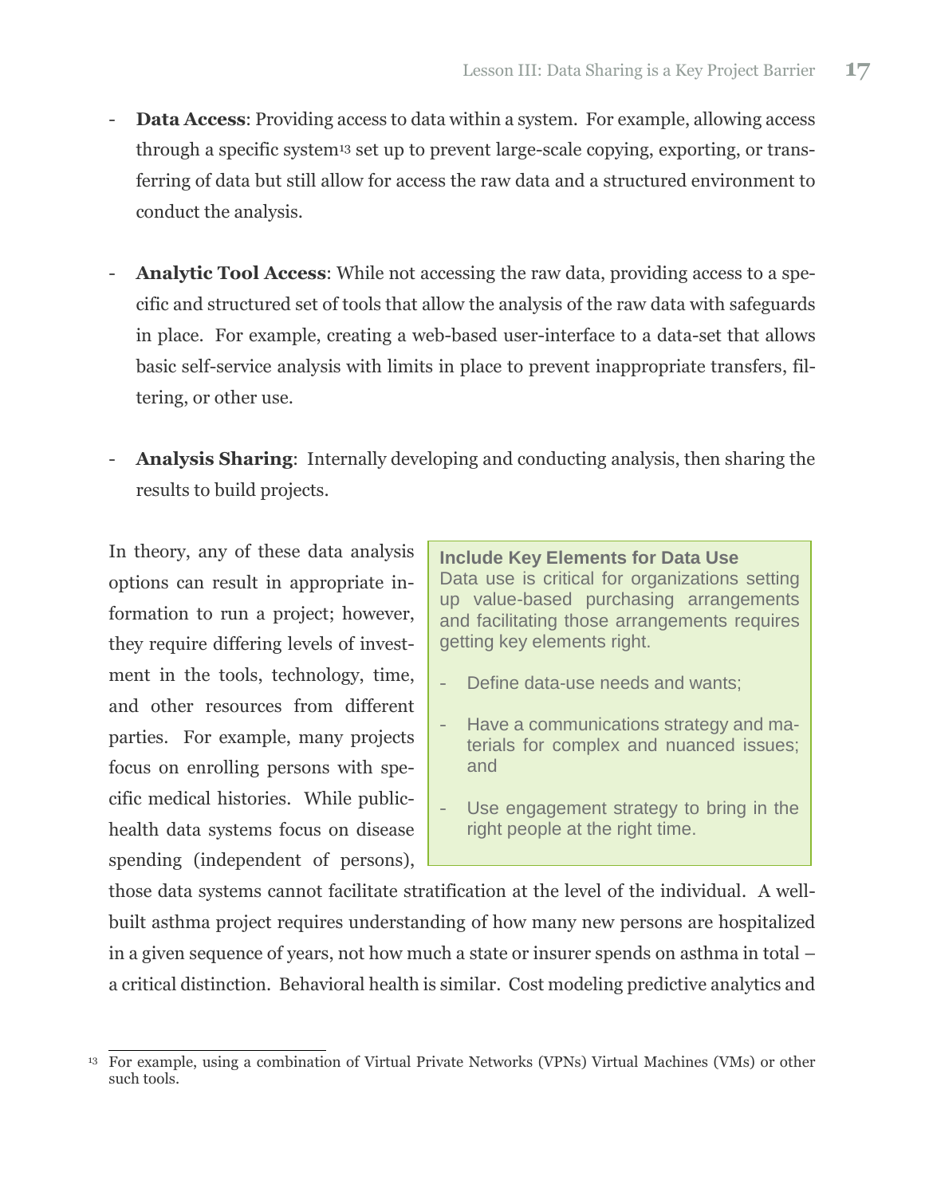- **Data Access**: Providing access to data within a system. For example, allowing access through a specific system[13] set up to prevent large-scale copying, exporting, or transferring of data but still allow for access the raw data and a structured environment to conduct the analysis.

- **Analytic Tool Access**: While not accessing the raw data, providing access to a specific and structured set of tools that allow the analysis of the raw data with safeguards in place. For example, creating a web-based user-interface to a data-set that allows basic self-service analysis with limits in place to prevent inappropriate transfers, filtering, or other use.

- **Analysis Sharing**: Internally developing and conducting analysis, then sharing the results to build projects.

In theory, any of these data analysis options can result in appropriate information to run a project; however, they require differing levels of investment in the tools, technology, time, and other resources from different parties. For example, many projects focus on enrolling persons with specific medical histories. While public-health data systems focus on disease spending (independent of persons), those data systems cannot facilitate stratification at the level of the individual. A well-built asthma project requires understanding of how many new persons are hospitalized in a given sequence of years, not how much a state or insurer spends on asthma in total – a critical distinction. Behavioral health is similar. Cost modeling predictive analytics and

> **Include Key Elements for Data Use**
> Data use is critical for organizations setting up value-based purchasing arrangements and facilitating those arrangements requires getting key elements right.
>
> - Define data-use needs and wants;
> - Have a communications strategy and materials for complex and nuanced issues; and
> - Use engagement strategy to bring in the right people at the right time.

[13] For example, using a combination of Virtual Private Networks (VPNs) Virtual Machines (VMs) or other such tools.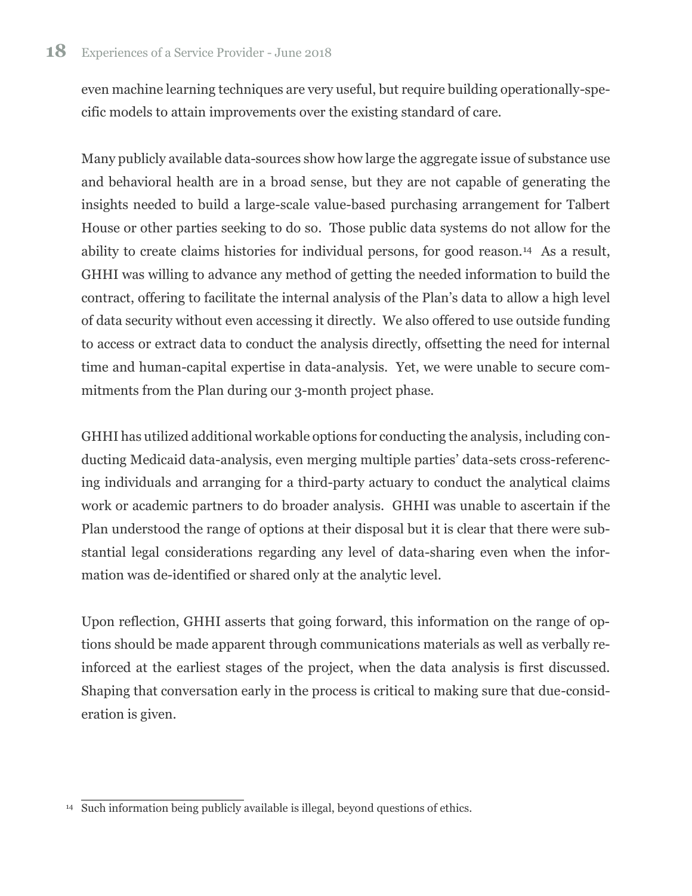even machine learning techniques are very useful, but require building operationally-specific models to attain improvements over the existing standard of care.

Many publicly available data-sources show how large the aggregate issue of substance use and behavioral health are in a broad sense, but they are not capable of generating the insights needed to build a large-scale value-based purchasing arrangement for Talbert House or other parties seeking to do so. Those public data systems do not allow for the ability to create claims histories for individual persons, for good reason.[14] As a result, GHHI was willing to advance any method of getting the needed information to build the contract, offering to facilitate the internal analysis of the Plan's data to allow a high level of data security without even accessing it directly. We also offered to use outside funding to access or extract data to conduct the analysis directly, offsetting the need for internal time and human-capital expertise in data-analysis. Yet, we were unable to secure commitments from the Plan during our 3-month project phase.

GHHI has utilized additional workable options for conducting the analysis, including conducting Medicaid data-analysis, even merging multiple parties' data-sets cross-referencing individuals and arranging for a third-party actuary to conduct the analytical claims work or academic partners to do broader analysis. GHHI was unable to ascertain if the Plan understood the range of options at their disposal but it is clear that there were substantial legal considerations regarding any level of data-sharing even when the information was de-identified or shared only at the analytic level.

Upon reflection, GHHI asserts that going forward, this information on the range of options should be made apparent through communications materials as well as verbally reinforced at the earliest stages of the project, when the data analysis is first discussed. Shaping that conversation early in the process is critical to making sure that due-consideration is given.

---

[14] Such information being publicly available is illegal, beyond questions of ethics.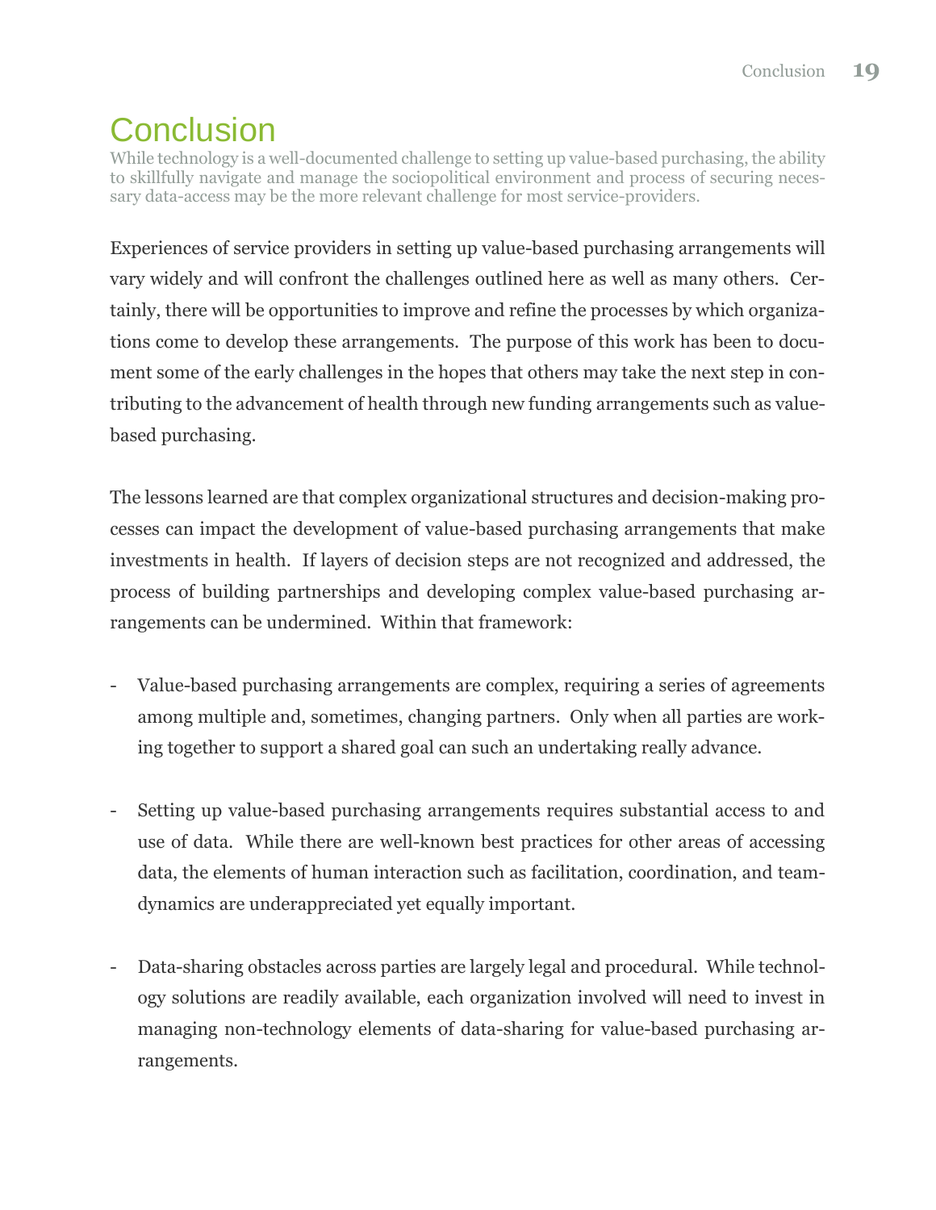# Conclusion

While technology is a well-documented challenge to setting up value-based purchasing, the ability to skillfully navigate and manage the sociopolitical environment and process of securing necessary data-access may be the more relevant challenge for most service-providers.

Experiences of service providers in setting up value-based purchasing arrangements will vary widely and will confront the challenges outlined here as well as many others. Certainly, there will be opportunities to improve and refine the processes by which organizations come to develop these arrangements. The purpose of this work has been to document some of the early challenges in the hopes that others may take the next step in contributing to the advancement of health through new funding arrangements such as value-based purchasing.

The lessons learned are that complex organizational structures and decision-making processes can impact the development of value-based purchasing arrangements that make investments in health. If layers of decision steps are not recognized and addressed, the process of building partnerships and developing complex value-based purchasing arrangements can be undermined. Within that framework:

- Value-based purchasing arrangements are complex, requiring a series of agreements among multiple and, sometimes, changing partners. Only when all parties are working together to support a shared goal can such an undertaking really advance.

- Setting up value-based purchasing arrangements requires substantial access to and use of data. While there are well-known best practices for other areas of accessing data, the elements of human interaction such as facilitation, coordination, and team-dynamics are underappreciated yet equally important.

- Data-sharing obstacles across parties are largely legal and procedural. While technology solutions are readily available, each organization involved will need to invest in managing non-technology elements of data-sharing for value-based purchasing arrangements.